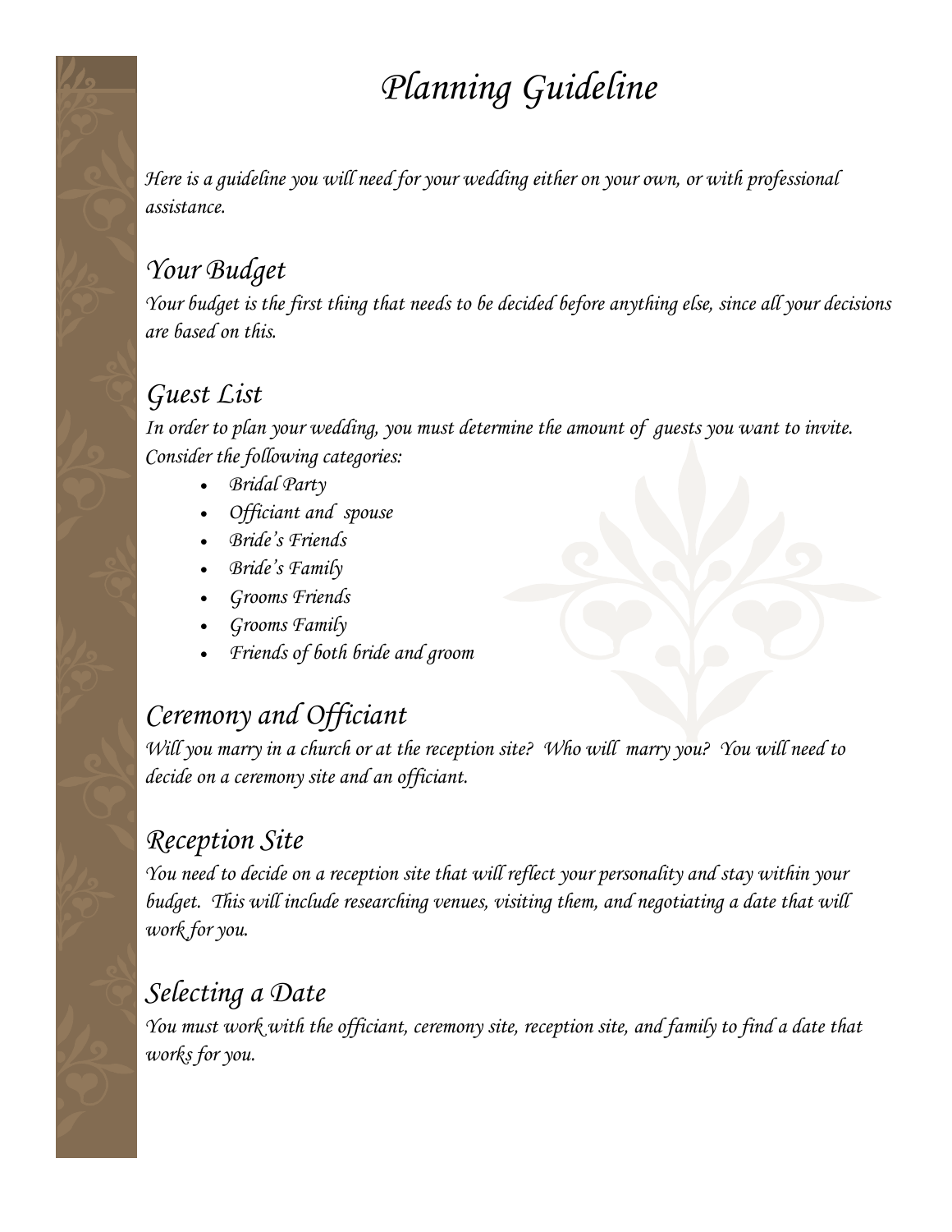# Planning Guideline

*Here is a guideline you will need for your wedding either on your own, or with professional assistance.*

## Your Budget

*Your budget is the first thing that needs to be decided before anything else, since all your decisions are based on this.*

## Guest List

*In order to plan your wedding, you must determine the amount of guests you want to invite. Consider the following categories:*

- *Bridal Party*
- *Officiant and spouse*
- *Bride's Friends*
- *Bride's Family*
- *Grooms Friends*
- *Grooms Family*
- *Friends of both bride and groom*

## Ceremony and Officiant

*Will you marry in a church or at the reception site? Who will marry you? You will need to decide on a ceremony site and an officiant.*

## Reception Site

*You need to decide on a reception site that will reflect your personality and stay within your budget. This will include researching venues, visiting them, and negotiating a date that will work for you.*

## Selecting a Date

*You must work with the officiant, ceremony site, reception site, and family to find a date that works for you.*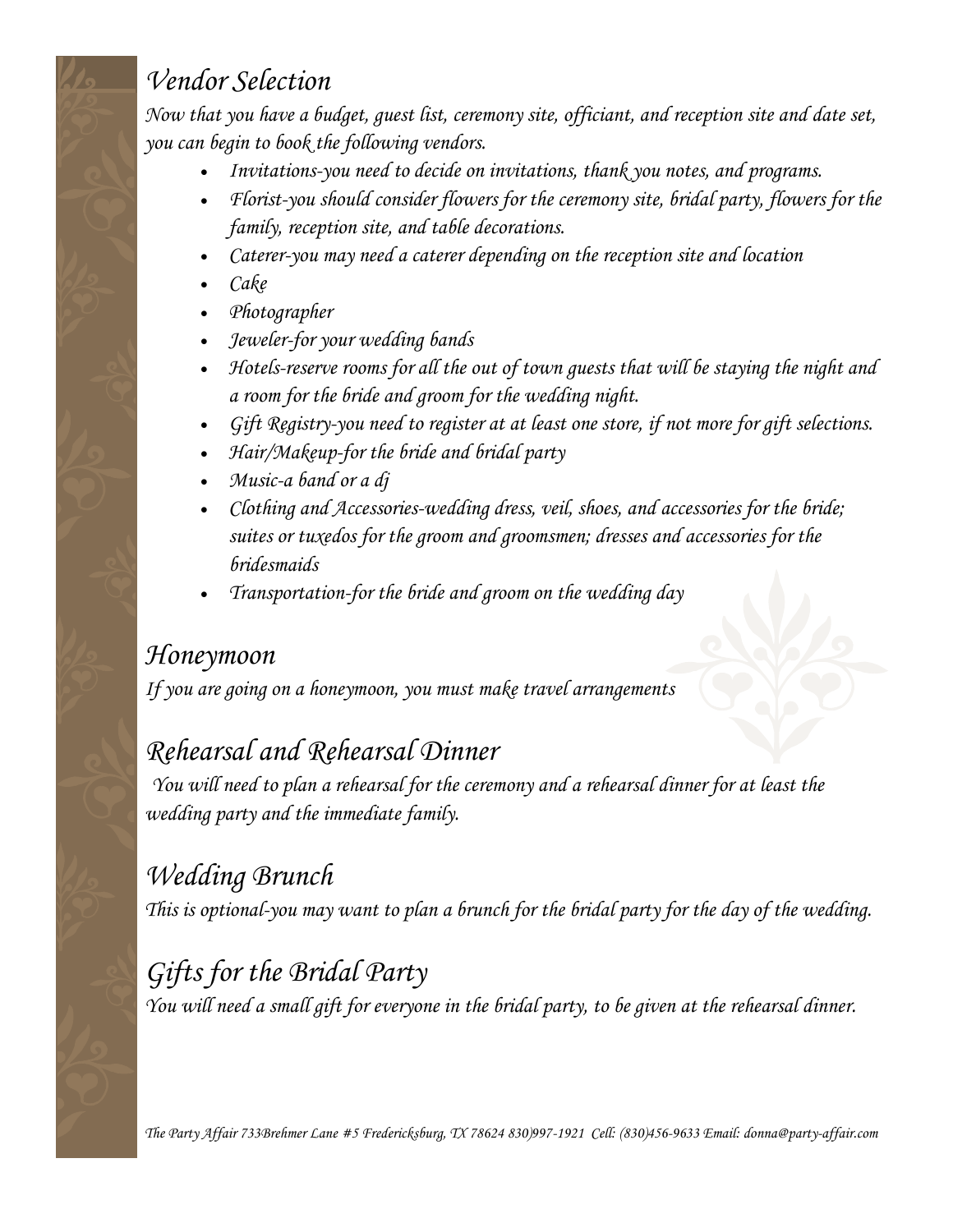## Vendor Selection

Now that you have a budget, guest list, ceremony site, officiant, and reception site and date set, you can begin to book the following vendors.

- Invitations-you need to decide on invitations, thank you notes, and programs.
- Florist-you should consider flowers for the ceremony site, bridal party, flowers for the family, reception site, and table decorations.
- Caterer-you may need a caterer depending on the reception site and location
- Cake
- Photographer
- Jeweler-for your wedding bands
- Hotels-reserve rooms for all the out of town guests that will be staying the night and a room for the bride and groom for the wedding night.
- Gift Registry-you need to register at at least one store, if not more for gift selections.
- Hair/Makeup-for the bride and bridal party
- Music-a band or a dj
- Clothing and Accessories-wedding dress, veil, shoes, and accessories for the bride; suites or tuxedos for the groom and groomsmen; dresses and accessories for the bridesmaids
- Transportation-for the bride and groom on the wedding day

## Honeymoon

If you are going on a honeymoon, you must make travel arrangements

## Rehearsal and Rehearsal Dinner

You will need to plan a rehearsal for the ceremony and a rehearsal dinner for at least the wedding party and the immediate family.

## Wedding Brunch

This is optional-you may want to plan a brunch for the bridal party for the day of the wedding.

## Gifts for the Bridal Party

You will need a small gift for everyone in the bridal party, to be given at the rehearsal dinner.